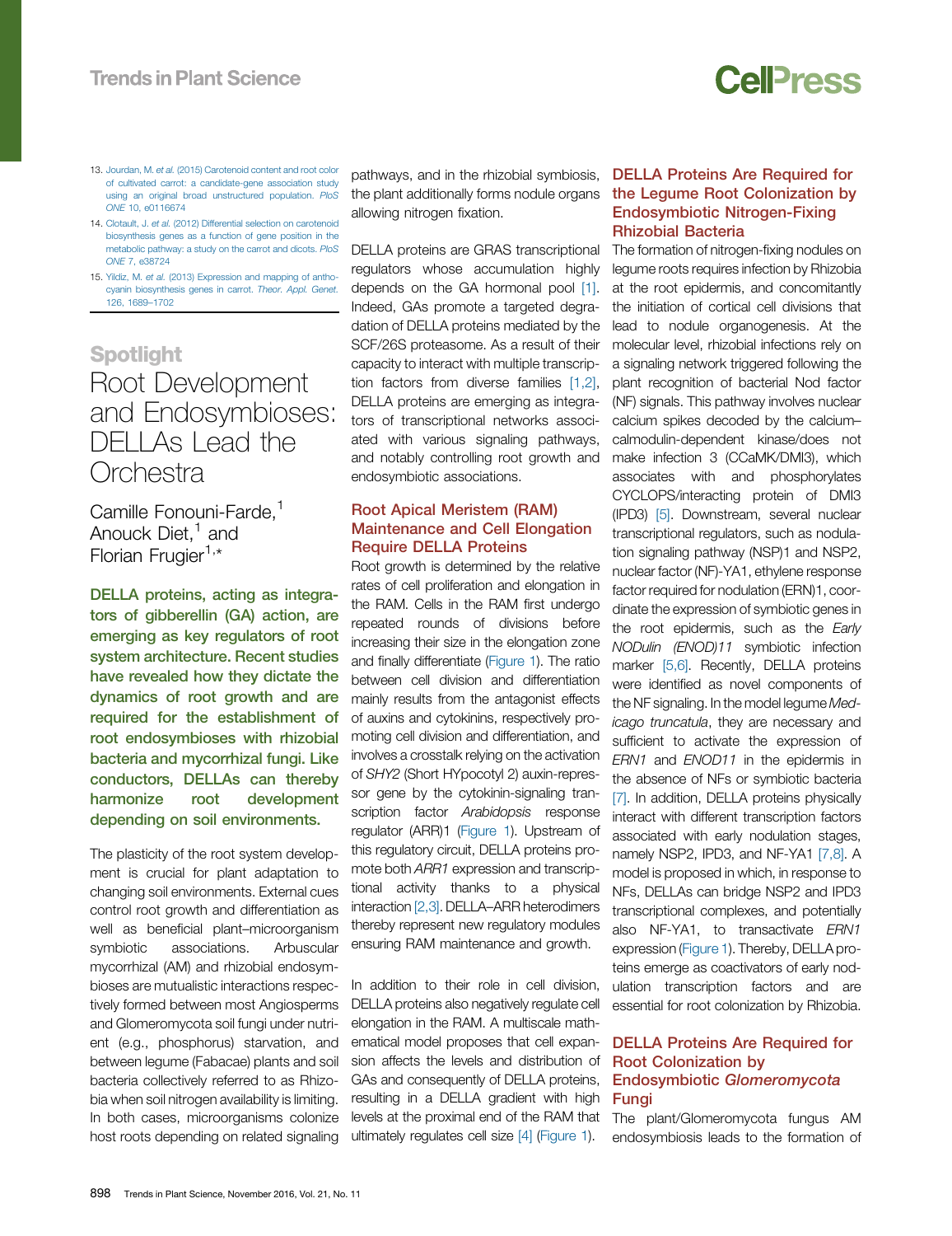13. Jourdan, M. *et al.* (2015) Carotenoid content and root color of cultivated carrot: a candidate-gene association study using an original broad unstructured population. *PloS ONE* 10, e0116674
14. Clotault, J. *et al.* (2012) Differential selection on carotenoid biosynthesis genes as a function of gene position in the metabolic pathway: a study on the carrot and dicots. *PloS ONE* 7, e38724
15. Yildiz, M. *et al.* (2013) Expression and mapping of anthocyanin biosynthesis genes in carrot. *Theor. Appl. Genet.* 126, 1689–1702

Spotlight

# Root Development and Endosymbioses: DELLAs Lead the Orchestra

Camille Fonouni-Farde,[1] Anouck Diet,[1] and Florian Frugier[1,*]

**DELLA proteins, acting as integrators of gibberellin (GA) action, are emerging as key regulators of root system architecture. Recent studies have revealed how they dictate the dynamics of root growth and are required for the establishment of root endosymbioses with rhizobial bacteria and mycorrhizal fungi. Like conductors, DELLAs can thereby harmonize root development depending on soil environments.**

The plasticity of the root system development is crucial for plant adaptation to changing soil environments. External cues control root growth and differentiation as well as beneficial plant–microorganism symbiotic associations. Arbuscular mycorrhizal (AM) and rhizobial endosymbioses are mutualistic interactions respectively formed between most Angiosperms and Glomeromycota soil fungi under nutrient (e.g., phosphorus) starvation, and between legume (Fabacae) plants and soil bacteria collectively referred to as Rhizobia when soil nitrogen availability is limiting. In both cases, microorganisms colonize host roots depending on related signaling pathways, and in the rhizobial symbiosis, the plant additionally forms nodule organs allowing nitrogen fixation.

DELLA proteins are GRAS transcriptional regulators whose accumulation highly depends on the GA hormonal pool [1]. Indeed, GAs promote a targeted degradation of DELLA proteins mediated by the SCF/26S proteasome. As a result of their capacity to interact with multiple transcription factors from diverse families [1,2], DELLA proteins are emerging as integrators of transcriptional networks associated with various signaling pathways, and notably controlling root growth and endosymbiotic associations.

## Root Apical Meristem (RAM) Maintenance and Cell Elongation Require DELLA Proteins

Root growth is determined by the relative rates of cell proliferation and elongation in the RAM. Cells in the RAM first undergo repeated rounds of divisions before increasing their size in the elongation zone and finally differentiate (Figure 1). The ratio between cell division and differentiation mainly results from the antagonist effects of auxins and cytokinins, respectively promoting cell division and differentiation, and involves a crosstalk relying on the activation of *SHY2* (Short HYpocotyl 2) auxin-repressor gene by the cytokinin-signaling transcription factor *Arabidopsis* response regulator (ARR)1 (Figure 1). Upstream of this regulatory circuit, DELLA proteins promote both *ARR1* expression and transcriptional activity thanks to a physical interaction [2,3]. DELLA–ARR heterodimers thereby represent new regulatory modules ensuring RAM maintenance and growth.

In addition to their role in cell division, DELLA proteins also negatively regulate cell elongation in the RAM. A multiscale mathematical model proposes that cell expansion affects the levels and distribution of GAs and consequently of DELLA proteins, resulting in a DELLA gradient with high levels at the proximal end of the RAM that ultimately regulates cell size [4] (Figure 1).

## DELLA Proteins Are Required for the Legume Root Colonization by Endosymbiotic Nitrogen-Fixing Rhizobial Bacteria

The formation of nitrogen-fixing nodules on legume roots requires infection by Rhizobia at the root epidermis, and concomitantly the initiation of cortical cell divisions that lead to nodule organogenesis. At the molecular level, rhizobial infections rely on a signaling network triggered following the plant recognition of bacterial Nod factor (NF) signals. This pathway involves nuclear calcium spikes decoded by the calcium–calmodulin-dependent kinase/does not make infection 3 (CCaMK/DMI3), which associates with and phosphorylates CYCLOPS/interacting protein of DMI3 (IPD3) [5]. Downstream, several nuclear transcriptional regulators, such as nodulation signaling pathway (NSP)1 and NSP2, nuclear factor (NF)-YA1, ethylene response factor required for nodulation (ERN)1, coordinate the expression of symbiotic genes in the root epidermis, such as the *Early NODulin (ENOD)11* symbiotic infection marker [5,6]. Recently, DELLA proteins were identified as novel components of the NF signaling. In the model legume *Medicago truncatula*, they are necessary and sufficient to activate the expression of *ERN1* and *ENOD11* in the epidermis in the absence of NFs or symbiotic bacteria [7]. In addition, DELLA proteins physically interact with different transcription factors associated with early nodulation stages, namely NSP2, IPD3, and NF-YA1 [7,8]. A model is proposed in which, in response to NFs, DELLAs can bridge NSP2 and IPD3 transcriptional complexes, and potentially also NF-YA1, to transactivate *ERN1* expression (Figure 1). Thereby, DELLA proteins emerge as coactivators of early nodulation transcription factors and are essential for root colonization by Rhizobia.

## DELLA Proteins Are Required for Root Colonization by Endosymbiotic *Glomeromycota* Fungi

The plant/Glomeromycota fungus AM endosymbiosis leads to the formation of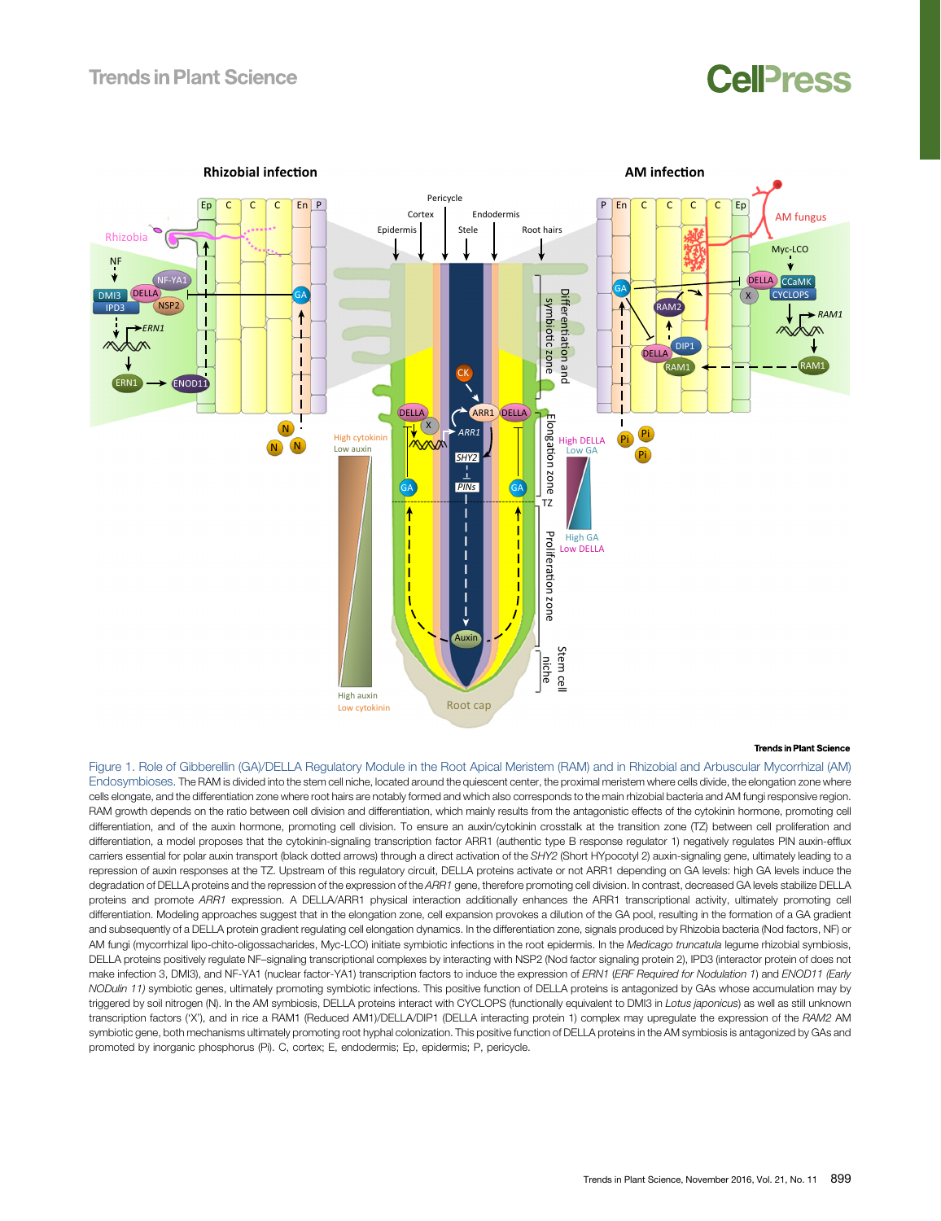Figure 1. Role of Gibberellin (GA)/DELLA Regulatory Module in the Root Apical Meristem (RAM) and in Rhizobial and Arbuscular Mycorrhizal (AM) Endosymbioses. The RAM is divided into the stem cell niche, located around the quiescent center, the proximal meristem where cells divide, the elongation zone where cells elongate, and the differentiation zone where root hairs are notably formed and which also corresponds to the main rhizobial bacteria and AM fungi responsive region. RAM growth depends on the ratio between cell division and differentiation, which mainly results from the antagonistic effects of the cytokinin hormone, promoting cell differentiation, and of the auxin hormone, promoting cell division. To ensure an auxin/cytokinin crosstalk at the transition zone (TZ) between cell proliferation and differentiation, a model proposes that the cytokinin-signaling transcription factor ARR1 (authentic type B response regulator 1) negatively regulates PIN auxin-efflux carriers essential for polar auxin transport (black dotted arrows) through a direct activation of the *SHY2* (Short HYpocotyl 2) auxin-signaling gene, ultimately leading to a repression of auxin responses at the TZ. Upstream of this regulatory circuit, DELLA proteins activate or not ARR1 depending on GA levels: high GA levels induce the degradation of DELLA proteins and the repression of the expression of the *ARR1* gene, therefore promoting cell division. In contrast, decreased GA levels stabilize DELLA proteins and promote *ARR1* expression. A DELLA/ARR1 physical interaction additionally enhances the ARR1 transcriptional activity, ultimately promoting cell differentiation. Modeling approaches suggest that in the elongation zone, cell expansion provokes a dilution of the GA pool, resulting in the formation of a GA gradient and subsequently of a DELLA protein gradient regulating cell elongation dynamics. In the differentiation zone, signals produced by Rhizobia bacteria (Nod factors, NF) or AM fungi (mycorrhizal lipo-chito-oligossacharides, Myc-LCO) initiate symbiotic infections in the root epidermis. In the *Medicago truncatula* legume rhizobial symbiosis, DELLA proteins positively regulate NF–signaling transcriptional complexes by interacting with NSP2 (Nod factor signaling protein 2), IPD3 (interactor protein of does not make infection 3, DMI3), and NF-YA1 (nuclear factor-YA1) transcription factors to induce the expression of *ERN1* (*ERF Required for Nodulation 1*) and *ENOD11 (Early NODulin 11)* symbiotic genes, ultimately promoting symbiotic infections. This positive function of DELLA proteins is antagonized by GAs whose accumulation may by triggered by soil nitrogen (N). In the AM symbiosis, DELLA proteins interact with CYCLOPS (functionally equivalent to DMI3 in *Lotus japonicus*) as well as still unknown transcription factors ('X'), and in rice a RAM1 (Reduced AM1)/DELLA/DIP1 (DELLA interacting protein 1) complex may upregulate the expression of the *RAM2* AM symbiotic gene, both mechanisms ultimately promoting root hyphal colonization. This positive function of DELLA proteins in the AM symbiosis is antagonized by GAs and promoted by inorganic phosphorus (Pi). C, cortex; E, endodermis; Ep, epidermis; P, pericycle.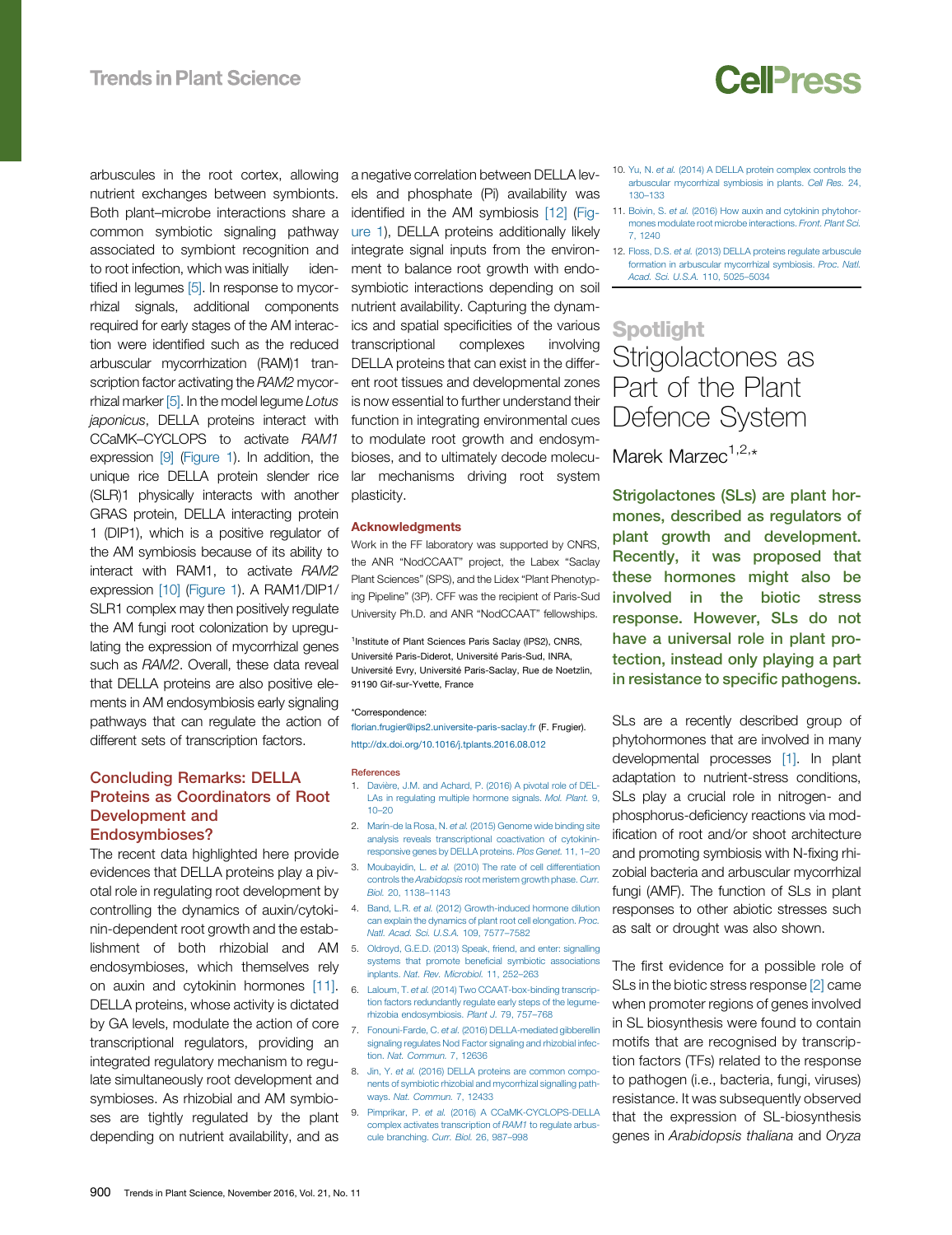arbuscules in the root cortex, allowing nutrient exchanges between symbionts. Both plant–microbe interactions share a common symbiotic signaling pathway associated to symbiont recognition and to root infection, which was initially identified in legumes [5]. In response to mycorrhizal signals, additional components required for early stages of the AM interaction were identified such as the reduced arbuscular mycorrhization (RAM)1 transcription factor activating the *RAM2* mycorrhizal marker [5]. In the model legume *Lotus japonicus*, DELLA proteins interact with CCaMK–CYCLOPS to activate *RAM1* expression [9] (Figure 1). In addition, the unique rice DELLA protein slender rice (SLR)1 physically interacts with another GRAS protein, DELLA interacting protein 1 (DIP1), which is a positive regulator of the AM symbiosis because of its ability to interact with RAM1, to activate *RAM2* expression [10] (Figure 1). A RAM1/DIP1/SLR1 complex may then positively regulate the AM fungi root colonization by upregulating the expression of mycorrhizal genes such as *RAM2*. Overall, these data reveal that DELLA proteins are also positive elements in AM endosymbiosis early signaling pathways that can regulate the action of different sets of transcription factors.

## Concluding Remarks: DELLA Proteins as Coordinators of Root Development and Endosymbioses?

The recent data highlighted here provide evidences that DELLA proteins play a pivotal role in regulating root development by controlling the dynamics of auxin/cytokinin-dependent root growth and the establishment of both rhizobial and AM endosymbioses, which themselves rely on auxin and cytokinin hormones [11]. DELLA proteins, whose activity is dictated by GA levels, modulate the action of core transcriptional regulators, providing an integrated regulatory mechanism to regulate simultaneously root development and symbioses. As rhizobial and AM symbioses are tightly regulated by the plant depending on nutrient availability, and as a negative correlation between DELLA levels and phosphate (Pi) availability was identified in the AM symbiosis [12] (Figure 1), DELLA proteins additionally likely integrate signal inputs from the environment to balance root growth with endosymbiotic interactions depending on soil nutrient availability. Capturing the dynamics and spatial specificities of the various transcriptional complexes involving DELLA proteins that can exist in the different root tissues and developmental zones is now essential to further understand their function in integrating environmental cues to modulate root growth and endosymbioses, and to ultimately decode molecular mechanisms driving root system plasticity.

### Acknowledgments

Work in the FF laboratory was supported by CNRS, the ANR "NodCCAAT" project, the Labex "Saclay Plant Sciences" (SPS), and the Lidex "Plant Phenotyping Pipeline" (3P). CFF was the recipient of Paris-Sud University Ph.D. and ANR "NodCCAAT" fellowships.

[1]Institute of Plant Sciences Paris Saclay (IPS2), CNRS, Université Paris-Diderot, Université Paris-Sud, INRA, Université Evry, Université Paris-Saclay, Rue de Noetzlin, 91190 Gif-sur-Yvette, France

*Correspondence:
florian.frugier@ips2.universite-paris-saclay.fr (F. Frugier).
http://dx.doi.org/10.1016/j.tplants.2016.08.012

### References

1. Davière, J.M. and Achard, P. (2016) A pivotal role of DELLAs in regulating multiple hormone signals. *Mol. Plant.* 9, 10–20
2. Marín-de la Rosa, N. *et al.* (2015) Genome wide binding site analysis reveals transcriptional coactivation of cytokinin-responsive genes by DELLA proteins. *Plos Genet.* 11, 1–20
3. Moubayidin, L. *et al.* (2010) The rate of cell differentiation controls the *Arabidopsis* root meristem growth phase. *Curr. Biol.* 20, 1138–1143
4. Band, L.R. *et al.* (2012) Growth-induced hormone dilution can explain the dynamics of plant root cell elongation. *Proc. Natl. Acad. Sci. U.S.A.* 109, 7577–7582
5. Oldroyd, G.E.D. (2013) Speak, friend, and enter: signalling systems that promote beneficial symbiotic associations inplants. *Nat. Rev. Microbiol.* 11, 252–263
6. Laloum, T. *et al.* (2014) Two CCAAT-box-binding transcription factors redundantly regulate early steps of the legume-rhizobia endosymbiosis. *Plant J.* 79, 757–768
7. Fonouni-Farde, C. *et al.* (2016) DELLA-mediated gibberellin signalling regulates Nod Factor signalling and rhizobial infection. *Nat. Commun.* 7, 12636
8. Jin, Y. *et al.* (2016) DELLA proteins are common components of symbiotic rhizobial and mycorrhizal signalling pathways. *Nat. Commun.* 7, 12433
9. Pimprikar, P. *et al.* (2016) A CCaMK-CYCLOPS-DELLA complex activates transcription of *RAM1* to regulate arbuscule branching. *Curr. Biol.* 26, 987–998
10. Yu, N. *et al.* (2014) A DELLA protein complex controls the arbuscular mycorrhizal symbiosis in plants. *Cell Res.* 24, 130–133
11. Boivin, S. *et al.* (2016) How auxin and cytokinin phytohormones modulate root microbe interactions. *Front. Plant Sci.* 7, 1240
12. Floss, D.S. *et al.* (2013) DELLA proteins regulate arbuscule formation in arbuscular mycorrhizal symbiosis. *Proc. Natl. Acad. Sci. U.S.A.* 110, 5025–5034

Spotlight

# Strigolactones as Part of the Plant Defence System

Marek Marzec[1,2,*]

**Strigolactones (SLs) are plant hormones, described as regulators of plant growth and development. Recently, it was proposed that these hormones might also be involved in the biotic stress response. However, SLs do not have a universal role in plant protection, instead only playing a part in resistance to specific pathogens.**

SLs are a recently described group of phytohormones that are involved in many developmental processes [1]. In plant adaptation to nutrient-stress conditions, SLs play a crucial role in nitrogen- and phosphorus-deficiency reactions via modification of root and/or shoot architecture and promoting symbiosis with N-fixing rhizobial bacteria and arbuscular mycorrhizal fungi (AMF). The function of SLs in plant responses to other abiotic stresses such as salt or drought was also shown.

The first evidence for a possible role of SLs in the biotic stress response [2] came when promoter regions of genes involved in SL biosynthesis were found to contain motifs that are recognised by transcription factors (TFs) related to the response to pathogen (i.e., bacteria, fungi, viruses) resistance. It was subsequently observed that the expression of SL-biosynthesis genes in *Arabidopsis thaliana* and *Oryza*